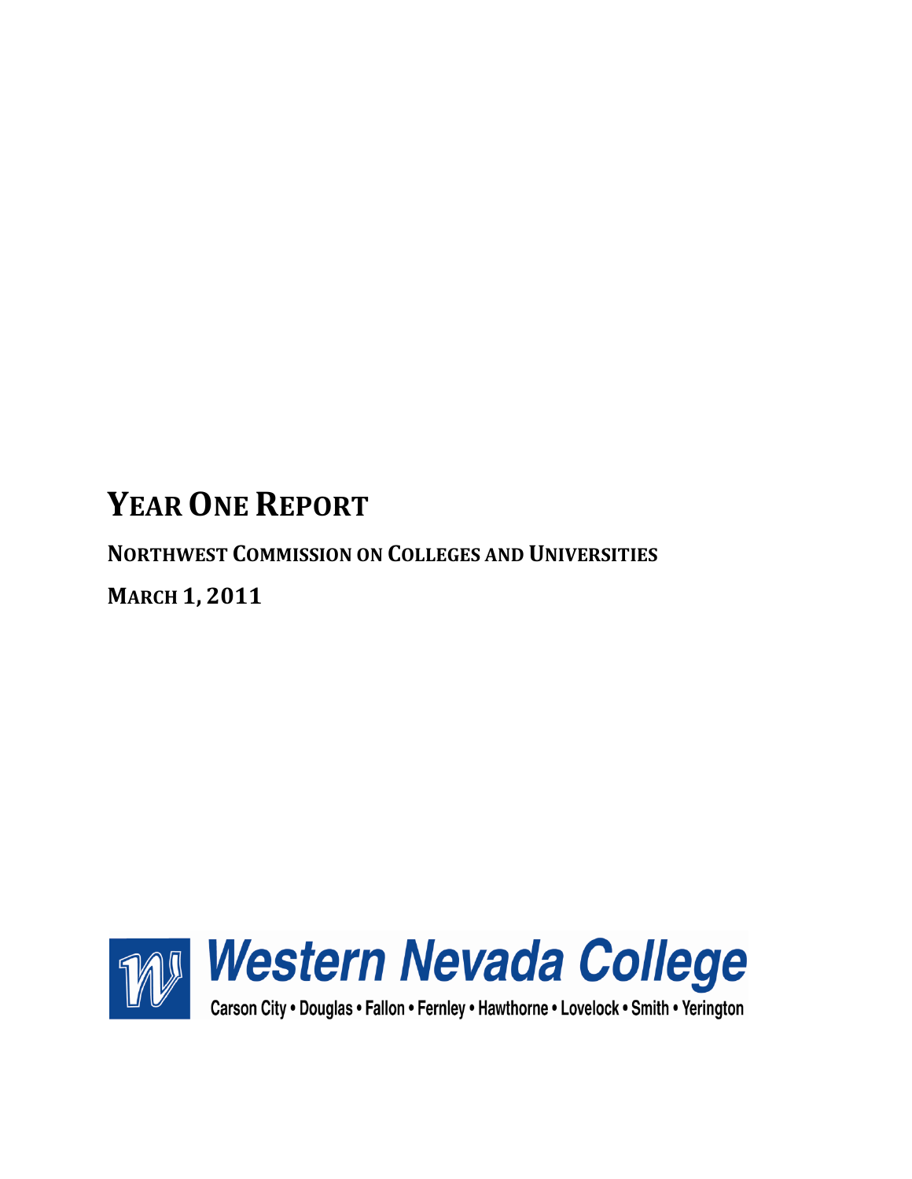# YEAR ONE REPORT

**NORTHWEST COMMISSION ON COLLEGES AND UNIVERSITIES**

**MARCH 1, 2011**

Western Nevada College

Carson City • Douglas • Fallon • Fernley • Hawthorne • Lovelock • Smith • Yerington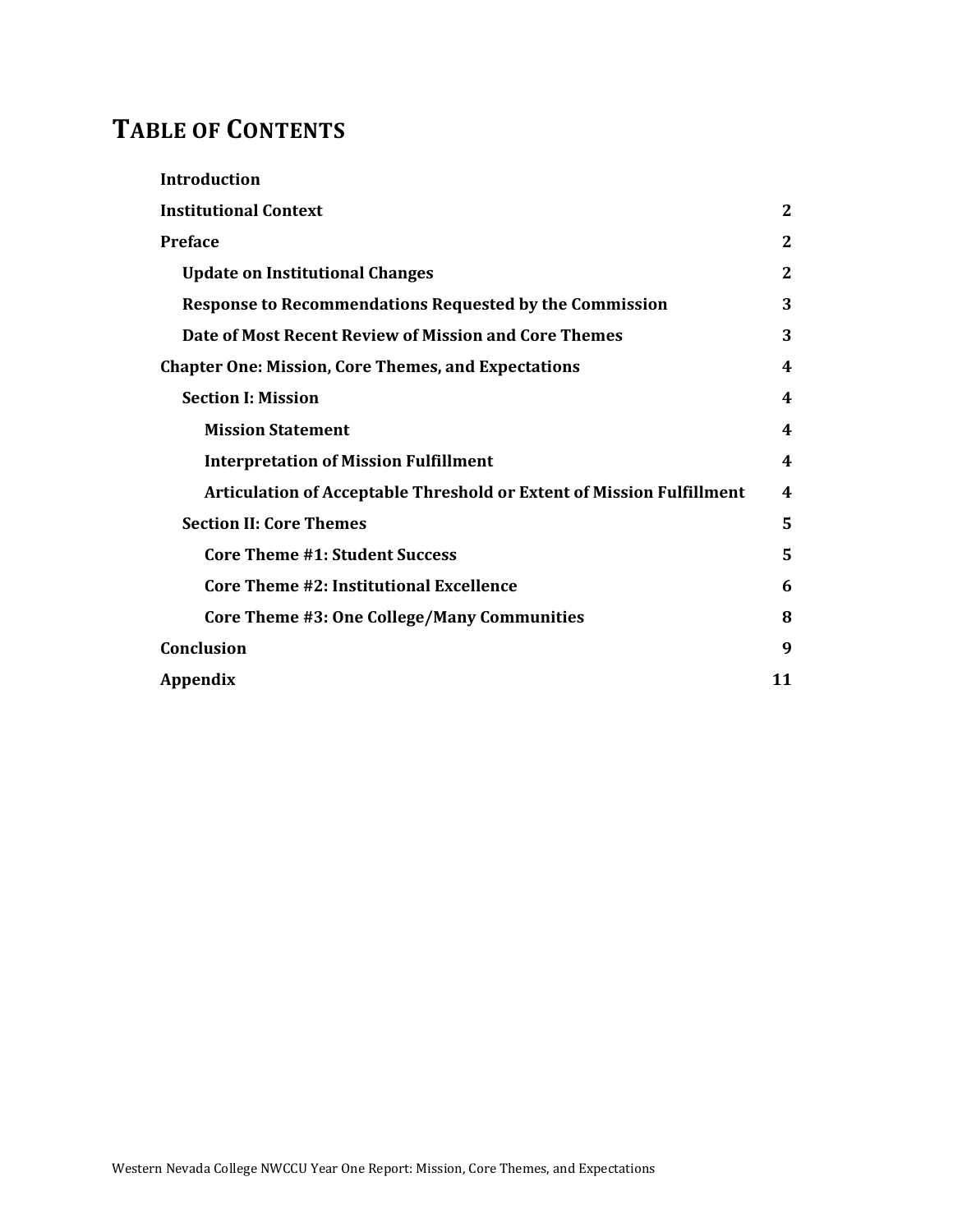# TABLE OF CONTENTS

| | |
|---|---|
| **Introduction** | |
| **Institutional Context** | **2** |
| **Preface** | **2** |
| **Update on Institutional Changes** | **2** |
| **Response to Recommendations Requested by the Commission** | **3** |
| **Date of Most Recent Review of Mission and Core Themes** | **3** |
| **Chapter One: Mission, Core Themes, and Expectations** | **4** |
| **Section I: Mission** | **4** |
| **Mission Statement** | **4** |
| **Interpretation of Mission Fulfillment** | **4** |
| **Articulation of Acceptable Threshold or Extent of Mission Fulfillment** | **4** |
| **Section II: Core Themes** | **5** |
| **Core Theme #1: Student Success** | **5** |
| **Core Theme #2: Institutional Excellence** | **6** |
| **Core Theme #3: One College/Many Communities** | **8** |
| **Conclusion** | **9** |
| **Appendix** | **11** |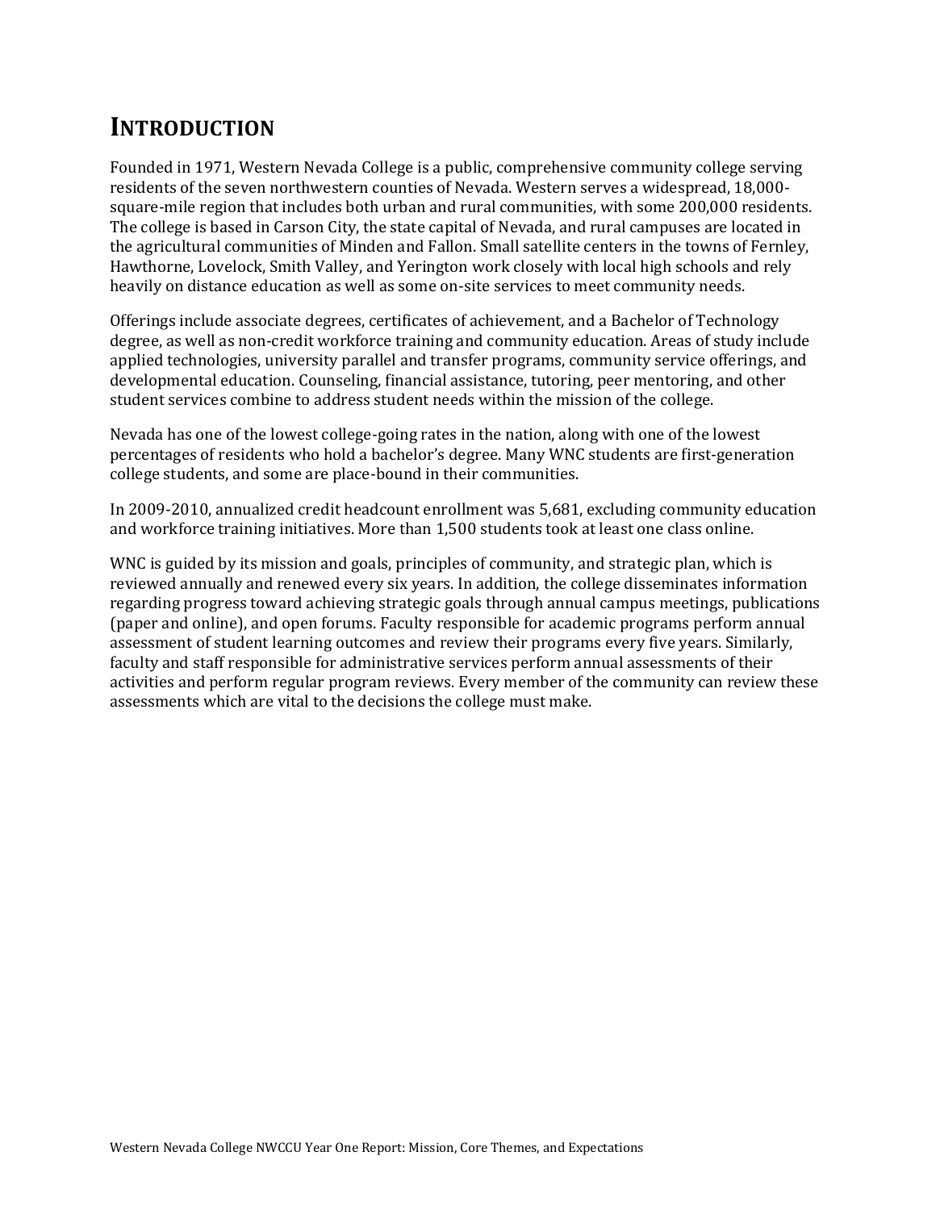# INTRODUCTION

Founded in 1971, Western Nevada College is a public, comprehensive community college serving residents of the seven northwestern counties of Nevada. Western serves a widespread, 18,000-square-mile region that includes both urban and rural communities, with some 200,000 residents. The college is based in Carson City, the state capital of Nevada, and rural campuses are located in the agricultural communities of Minden and Fallon. Small satellite centers in the towns of Fernley, Hawthorne, Lovelock, Smith Valley, and Yerington work closely with local high schools and rely heavily on distance education as well as some on-site services to meet community needs.

Offerings include associate degrees, certificates of achievement, and a Bachelor of Technology degree, as well as non-credit workforce training and community education. Areas of study include applied technologies, university parallel and transfer programs, community service offerings, and developmental education. Counseling, financial assistance, tutoring, peer mentoring, and other student services combine to address student needs within the mission of the college.

Nevada has one of the lowest college-going rates in the nation, along with one of the lowest percentages of residents who hold a bachelor's degree. Many WNC students are first-generation college students, and some are place-bound in their communities.

In 2009-2010, annualized credit headcount enrollment was 5,681, excluding community education and workforce training initiatives. More than 1,500 students took at least one class online.

WNC is guided by its mission and goals, principles of community, and strategic plan, which is reviewed annually and renewed every six years. In addition, the college disseminates information regarding progress toward achieving strategic goals through annual campus meetings, publications (paper and online), and open forums. Faculty responsible for academic programs perform annual assessment of student learning outcomes and review their programs every five years. Similarly, faculty and staff responsible for administrative services perform annual assessments of their activities and perform regular program reviews. Every member of the community can review these assessments which are vital to the decisions the college must make.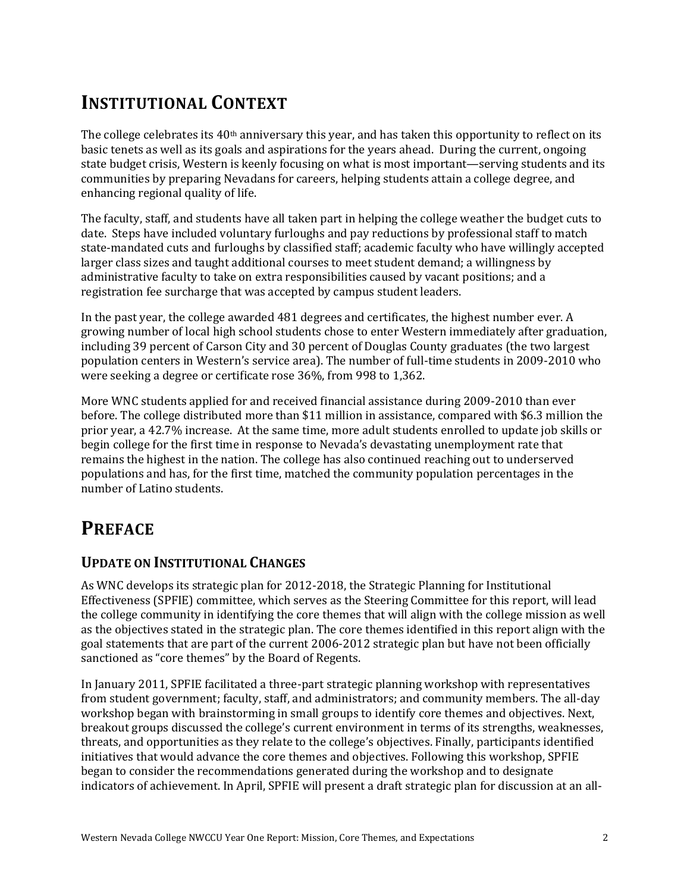# Institutional Context

The college celebrates its 40th anniversary this year, and has taken this opportunity to reflect on its basic tenets as well as its goals and aspirations for the years ahead. During the current, ongoing state budget crisis, Western is keenly focusing on what is most important—serving students and its communities by preparing Nevadans for careers, helping students attain a college degree, and enhancing regional quality of life.

The faculty, staff, and students have all taken part in helping the college weather the budget cuts to date. Steps have included voluntary furloughs and pay reductions by professional staff to match state-mandated cuts and furloughs by classified staff; academic faculty who have willingly accepted larger class sizes and taught additional courses to meet student demand; a willingness by administrative faculty to take on extra responsibilities caused by vacant positions; and a registration fee surcharge that was accepted by campus student leaders.

In the past year, the college awarded 481 degrees and certificates, the highest number ever. A growing number of local high school students chose to enter Western immediately after graduation, including 39 percent of Carson City and 30 percent of Douglas County graduates (the two largest population centers in Western's service area). The number of full-time students in 2009-2010 who were seeking a degree or certificate rose 36%, from 998 to 1,362.

More WNC students applied for and received financial assistance during 2009-2010 than ever before. The college distributed more than $11 million in assistance, compared with $6.3 million the prior year, a 42.7% increase. At the same time, more adult students enrolled to update job skills or begin college for the first time in response to Nevada's devastating unemployment rate that remains the highest in the nation. The college has also continued reaching out to underserved populations and has, for the first time, matched the community population percentages in the number of Latino students.

# Preface

## Update on Institutional Changes

As WNC develops its strategic plan for 2012-2018, the Strategic Planning for Institutional Effectiveness (SPFIE) committee, which serves as the Steering Committee for this report, will lead the college community in identifying the core themes that will align with the college mission as well as the objectives stated in the strategic plan. The core themes identified in this report align with the goal statements that are part of the current 2006-2012 strategic plan but have not been officially sanctioned as "core themes" by the Board of Regents.

In January 2011, SPFIE facilitated a three-part strategic planning workshop with representatives from student government; faculty, staff, and administrators; and community members. The all-day workshop began with brainstorming in small groups to identify core themes and objectives. Next, breakout groups discussed the college's current environment in terms of its strengths, weaknesses, threats, and opportunities as they relate to the college's objectives. Finally, participants identified initiatives that would advance the core themes and objectives. Following this workshop, SPFIE began to consider the recommendations generated during the workshop and to designate indicators of achievement. In April, SPFIE will present a draft strategic plan for discussion at an all-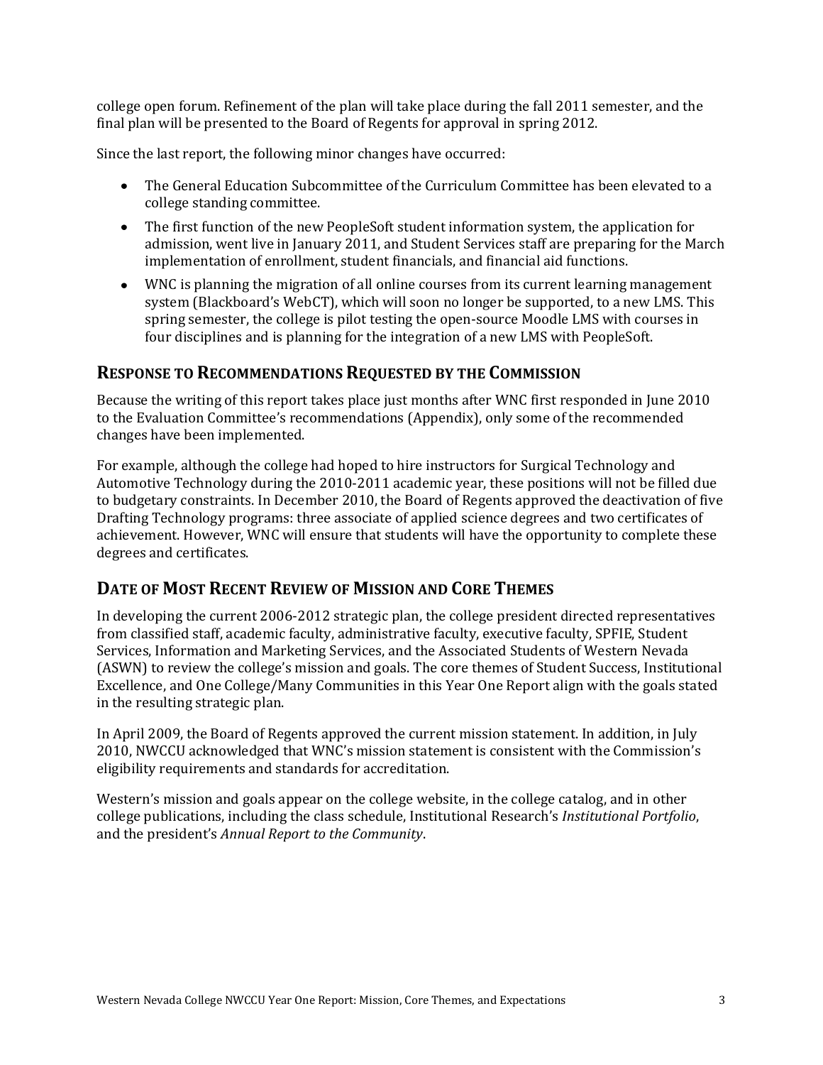college open forum. Refinement of the plan will take place during the fall 2011 semester, and the final plan will be presented to the Board of Regents for approval in spring 2012.

Since the last report, the following minor changes have occurred:

- The General Education Subcommittee of the Curriculum Committee has been elevated to a college standing committee.
- The first function of the new PeopleSoft student information system, the application for admission, went live in January 2011, and Student Services staff are preparing for the March implementation of enrollment, student financials, and financial aid functions.
- WNC is planning the migration of all online courses from its current learning management system (Blackboard's WebCT), which will soon no longer be supported, to a new LMS. This spring semester, the college is pilot testing the open-source Moodle LMS with courses in four disciplines and is planning for the integration of a new LMS with PeopleSoft.

## RESPONSE TO RECOMMENDATIONS REQUESTED BY THE COMMISSION

Because the writing of this report takes place just months after WNC first responded in June 2010 to the Evaluation Committee's recommendations (Appendix), only some of the recommended changes have been implemented.

For example, although the college had hoped to hire instructors for Surgical Technology and Automotive Technology during the 2010-2011 academic year, these positions will not be filled due to budgetary constraints. In December 2010, the Board of Regents approved the deactivation of five Drafting Technology programs: three associate of applied science degrees and two certificates of achievement. However, WNC will ensure that students will have the opportunity to complete these degrees and certificates.

## DATE OF MOST RECENT REVIEW OF MISSION AND CORE THEMES

In developing the current 2006-2012 strategic plan, the college president directed representatives from classified staff, academic faculty, administrative faculty, executive faculty, SPFIE, Student Services, Information and Marketing Services, and the Associated Students of Western Nevada (ASWN) to review the college's mission and goals. The core themes of Student Success, Institutional Excellence, and One College/Many Communities in this Year One Report align with the goals stated in the resulting strategic plan.

In April 2009, the Board of Regents approved the current mission statement. In addition, in July 2010, NWCCU acknowledged that WNC's mission statement is consistent with the Commission's eligibility requirements and standards for accreditation.

Western's mission and goals appear on the college website, in the college catalog, and in other college publications, including the class schedule, Institutional Research's *Institutional Portfolio*, and the president's *Annual Report to the Community*.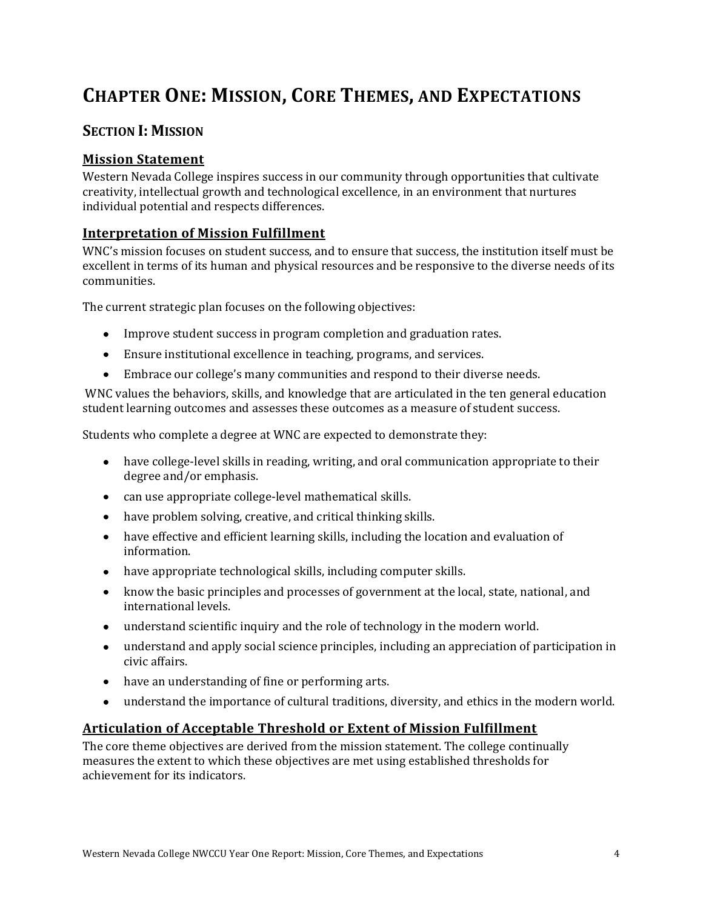# Chapter One: Mission, Core Themes, and Expectations

## Section I: Mission

### Mission Statement

Western Nevada College inspires success in our community through opportunities that cultivate creativity, intellectual growth and technological excellence, in an environment that nurtures individual potential and respects differences.

### Interpretation of Mission Fulfillment

WNC's mission focuses on student success, and to ensure that success, the institution itself must be excellent in terms of its human and physical resources and be responsive to the diverse needs of its communities.

The current strategic plan focuses on the following objectives:

- Improve student success in program completion and graduation rates.
- Ensure institutional excellence in teaching, programs, and services.
- Embrace our college's many communities and respond to their diverse needs.

WNC values the behaviors, skills, and knowledge that are articulated in the ten general education student learning outcomes and assesses these outcomes as a measure of student success.

Students who complete a degree at WNC are expected to demonstrate they:

- have college-level skills in reading, writing, and oral communication appropriate to their degree and/or emphasis.
- can use appropriate college-level mathematical skills.
- have problem solving, creative, and critical thinking skills.
- have effective and efficient learning skills, including the location and evaluation of information.
- have appropriate technological skills, including computer skills.
- know the basic principles and processes of government at the local, state, national, and international levels.
- understand scientific inquiry and the role of technology in the modern world.
- understand and apply social science principles, including an appreciation of participation in civic affairs.
- have an understanding of fine or performing arts.
- understand the importance of cultural traditions, diversity, and ethics in the modern world.

### Articulation of Acceptable Threshold or Extent of Mission Fulfillment

The core theme objectives are derived from the mission statement. The college continually measures the extent to which these objectives are met using established thresholds for achievement for its indicators.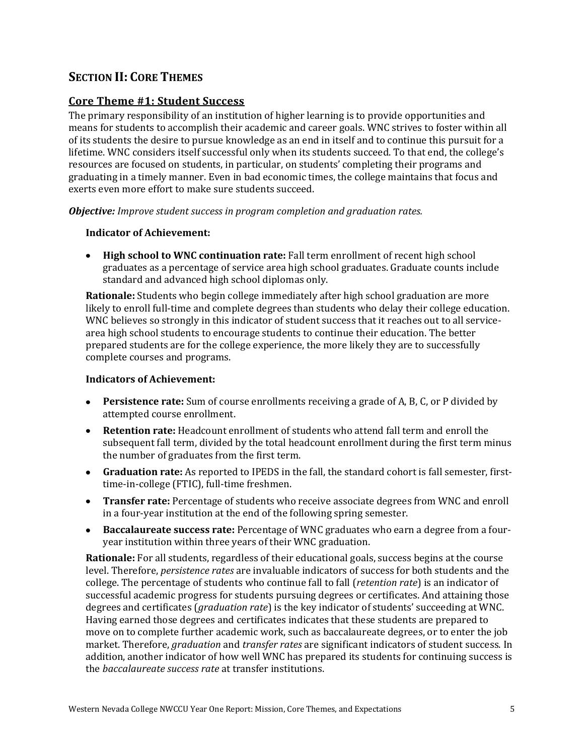## SECTION II: CORE THEMES

### Core Theme #1: Student Success

The primary responsibility of an institution of higher learning is to provide opportunities and means for students to accomplish their academic and career goals. WNC strives to foster within all of its students the desire to pursue knowledge as an end in itself and to continue this pursuit for a lifetime. WNC considers itself successful only when its students succeed. To that end, the college's resources are focused on students, in particular, on students' completing their programs and graduating in a timely manner. Even in bad economic times, the college maintains that focus and exerts even more effort to make sure students succeed.

***Objective:*** *Improve student success in program completion and graduation rates.*

**Indicator of Achievement:**

- **High school to WNC continuation rate:** Fall term enrollment of recent high school graduates as a percentage of service area high school graduates. Graduate counts include standard and advanced high school diplomas only.

**Rationale:** Students who begin college immediately after high school graduation are more likely to enroll full-time and complete degrees than students who delay their college education. WNC believes so strongly in this indicator of student success that it reaches out to all service-area high school students to encourage students to continue their education. The better prepared students are for the college experience, the more likely they are to successfully complete courses and programs.

**Indicators of Achievement:**

- **Persistence rate:** Sum of course enrollments receiving a grade of A, B, C, or P divided by attempted course enrollment.
- **Retention rate:** Headcount enrollment of students who attend fall term and enroll the subsequent fall term, divided by the total headcount enrollment during the first term minus the number of graduates from the first term.
- **Graduation rate:** As reported to IPEDS in the fall, the standard cohort is fall semester, first-time-in-college (FTIC), full-time freshmen.
- **Transfer rate:** Percentage of students who receive associate degrees from WNC and enroll in a four-year institution at the end of the following spring semester.
- **Baccalaureate success rate:** Percentage of WNC graduates who earn a degree from a four-year institution within three years of their WNC graduation.

**Rationale:** For all students, regardless of their educational goals, success begins at the course level. Therefore, *persistence rates* are invaluable indicators of success for both students and the college. The percentage of students who continue fall to fall (*retention rate*) is an indicator of successful academic progress for students pursuing degrees or certificates. And attaining those degrees and certificates (*graduation rate*) is the key indicator of students' succeeding at WNC. Having earned those degrees and certificates indicates that these students are prepared to move on to complete further academic work, such as baccalaureate degrees, or to enter the job market. Therefore, *graduation* and *transfer rates* are significant indicators of student success. In addition, another indicator of how well WNC has prepared its students for continuing success is the *baccalaureate success rate* at transfer institutions.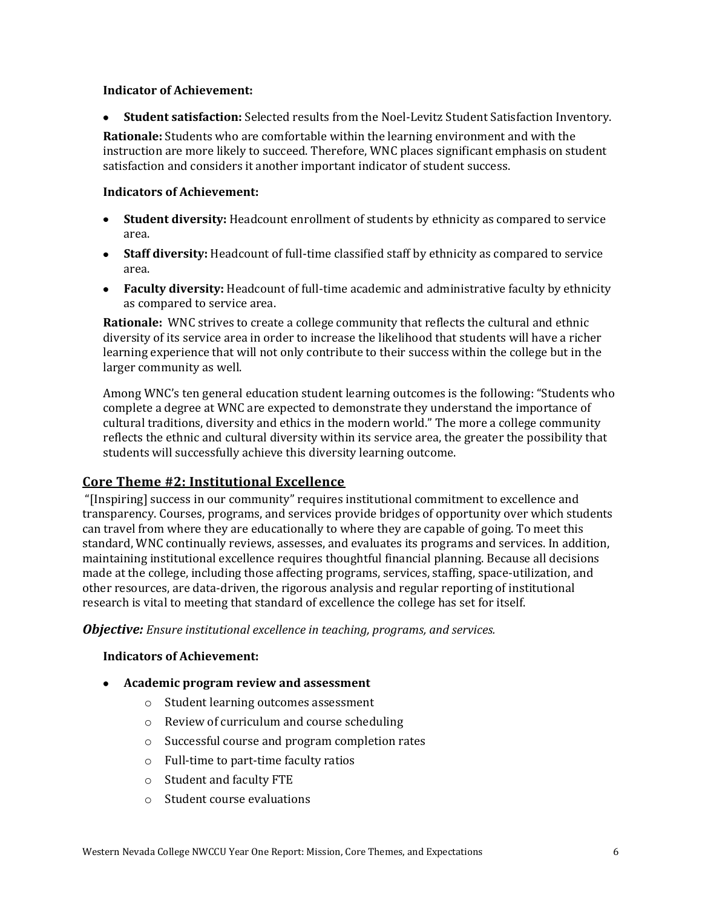**Indicator of Achievement:**

- **Student satisfaction:** Selected results from the Noel-Levitz Student Satisfaction Inventory.

**Rationale:** Students who are comfortable within the learning environment and with the instruction are more likely to succeed. Therefore, WNC places significant emphasis on student satisfaction and considers it another important indicator of student success.

**Indicators of Achievement:**

- **Student diversity:** Headcount enrollment of students by ethnicity as compared to service area.
- **Staff diversity:** Headcount of full-time classified staff by ethnicity as compared to service area.
- **Faculty diversity:** Headcount of full-time academic and administrative faculty by ethnicity as compared to service area.

**Rationale:** WNC strives to create a college community that reflects the cultural and ethnic diversity of its service area in order to increase the likelihood that students will have a richer learning experience that will not only contribute to their success within the college but in the larger community as well.

Among WNC's ten general education student learning outcomes is the following: "Students who complete a degree at WNC are expected to demonstrate they understand the importance of cultural traditions, diversity and ethics in the modern world." The more a college community reflects the ethnic and cultural diversity within its service area, the greater the possibility that students will successfully achieve this diversity learning outcome.

## Core Theme #2: Institutional Excellence

"[Inspiring] success in our community" requires institutional commitment to excellence and transparency. Courses, programs, and services provide bridges of opportunity over which students can travel from where they are educationally to where they are capable of going. To meet this standard, WNC continually reviews, assesses, and evaluates its programs and services. In addition, maintaining institutional excellence requires thoughtful financial planning. Because all decisions made at the college, including those affecting programs, services, staffing, space-utilization, and other resources, are data-driven, the rigorous analysis and regular reporting of institutional research is vital to meeting that standard of excellence the college has set for itself.

***Objective:*** *Ensure institutional excellence in teaching, programs, and services.*

**Indicators of Achievement:**

- **Academic program review and assessment**
  - Student learning outcomes assessment
  - Review of curriculum and course scheduling
  - Successful course and program completion rates
  - Full-time to part-time faculty ratios
  - Student and faculty FTE
  - Student course evaluations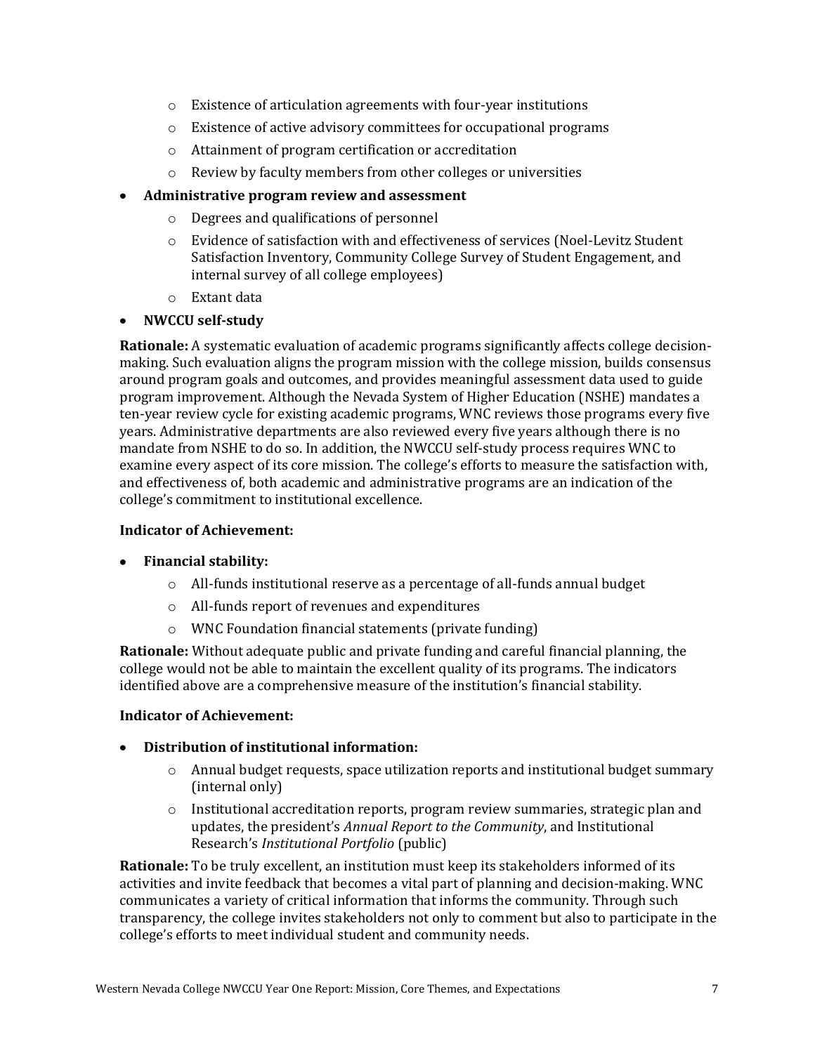- Existence of articulation agreements with four-year institutions
    - Existence of active advisory committees for occupational programs
    - Attainment of program certification or accreditation
    - Review by faculty members from other colleges or universities
- **Administrative program review and assessment**
    - Degrees and qualifications of personnel
    - Evidence of satisfaction with and effectiveness of services (Noel-Levitz Student Satisfaction Inventory, Community College Survey of Student Engagement, and internal survey of all college employees)
    - Extant data
- **NWCCU self-study**

**Rationale:** A systematic evaluation of academic programs significantly affects college decision-making. Such evaluation aligns the program mission with the college mission, builds consensus around program goals and outcomes, and provides meaningful assessment data used to guide program improvement. Although the Nevada System of Higher Education (NSHE) mandates a ten-year review cycle for existing academic programs, WNC reviews those programs every five years. Administrative departments are also reviewed every five years although there is no mandate from NSHE to do so. In addition, the NWCCU self-study process requires WNC to examine every aspect of its core mission. The college's efforts to measure the satisfaction with, and effectiveness of, both academic and administrative programs are an indication of the college's commitment to institutional excellence.

**Indicator of Achievement:**

- **Financial stability:**
    - All-funds institutional reserve as a percentage of all-funds annual budget
    - All-funds report of revenues and expenditures
    - WNC Foundation financial statements (private funding)

**Rationale:** Without adequate public and private funding and careful financial planning, the college would not be able to maintain the excellent quality of its programs. The indicators identified above are a comprehensive measure of the institution's financial stability.

**Indicator of Achievement:**

- **Distribution of institutional information:**
    - Annual budget requests, space utilization reports and institutional budget summary (internal only)
    - Institutional accreditation reports, program review summaries, strategic plan and updates, the president's *Annual Report to the Community*, and Institutional Research's *Institutional Portfolio* (public)

**Rationale:** To be truly excellent, an institution must keep its stakeholders informed of its activities and invite feedback that becomes a vital part of planning and decision-making. WNC communicates a variety of critical information that informs the community. Through such transparency, the college invites stakeholders not only to comment but also to participate in the college's efforts to meet individual student and community needs.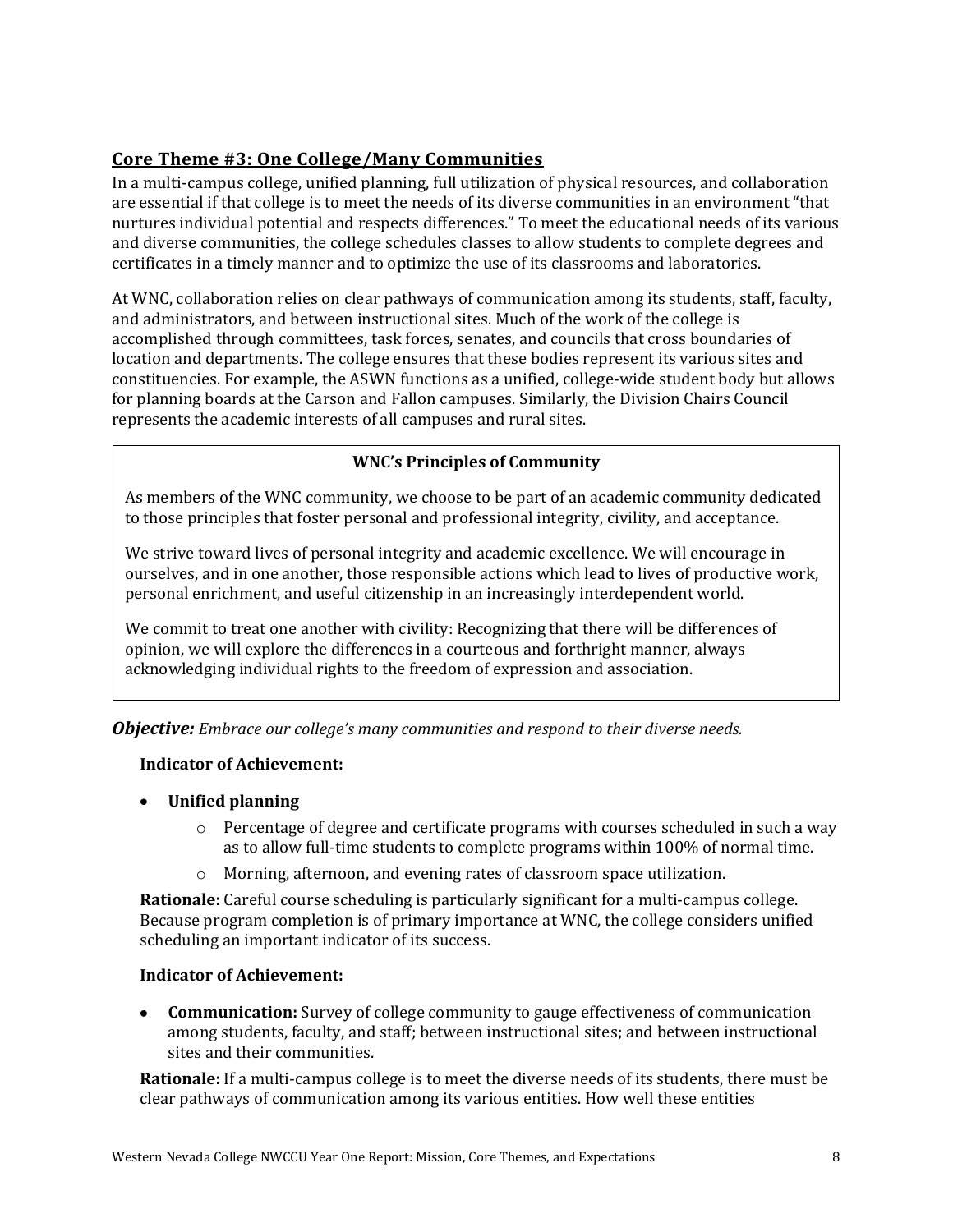## Core Theme #3: One College/Many Communities

In a multi-campus college, unified planning, full utilization of physical resources, and collaboration are essential if that college is to meet the needs of its diverse communities in an environment "that nurtures individual potential and respects differences." To meet the educational needs of its various and diverse communities, the college schedules classes to allow students to complete degrees and certificates in a timely manner and to optimize the use of its classrooms and laboratories.

At WNC, collaboration relies on clear pathways of communication among its students, staff, faculty, and administrators, and between instructional sites. Much of the work of the college is accomplished through committees, task forces, senates, and councils that cross boundaries of location and departments. The college ensures that these bodies represent its various sites and constituencies. For example, the ASWN functions as a unified, college-wide student body but allows for planning boards at the Carson and Fallon campuses. Similarly, the Division Chairs Council represents the academic interests of all campuses and rural sites.

> **WNC's Principles of Community**
>
> As members of the WNC community, we choose to be part of an academic community dedicated to those principles that foster personal and professional integrity, civility, and acceptance.
>
> We strive toward lives of personal integrity and academic excellence. We will encourage in ourselves, and in one another, those responsible actions which lead to lives of productive work, personal enrichment, and useful citizenship in an increasingly interdependent world.
>
> We commit to treat one another with civility: Recognizing that there will be differences of opinion, we will explore the differences in a courteous and forthright manner, always acknowledging individual rights to the freedom of expression and association.

***Objective:*** *Embrace our college's many communities and respond to their diverse needs.*

**Indicator of Achievement:**

- **Unified planning**
  - Percentage of degree and certificate programs with courses scheduled in such a way as to allow full-time students to complete programs within 100% of normal time.
  - Morning, afternoon, and evening rates of classroom space utilization.

**Rationale:** Careful course scheduling is particularly significant for a multi-campus college. Because program completion is of primary importance at WNC, the college considers unified scheduling an important indicator of its success.

**Indicator of Achievement:**

- **Communication:** Survey of college community to gauge effectiveness of communication among students, faculty, and staff; between instructional sites; and between instructional sites and their communities.

**Rationale:** If a multi-campus college is to meet the diverse needs of its students, there must be clear pathways of communication among its various entities. How well these entities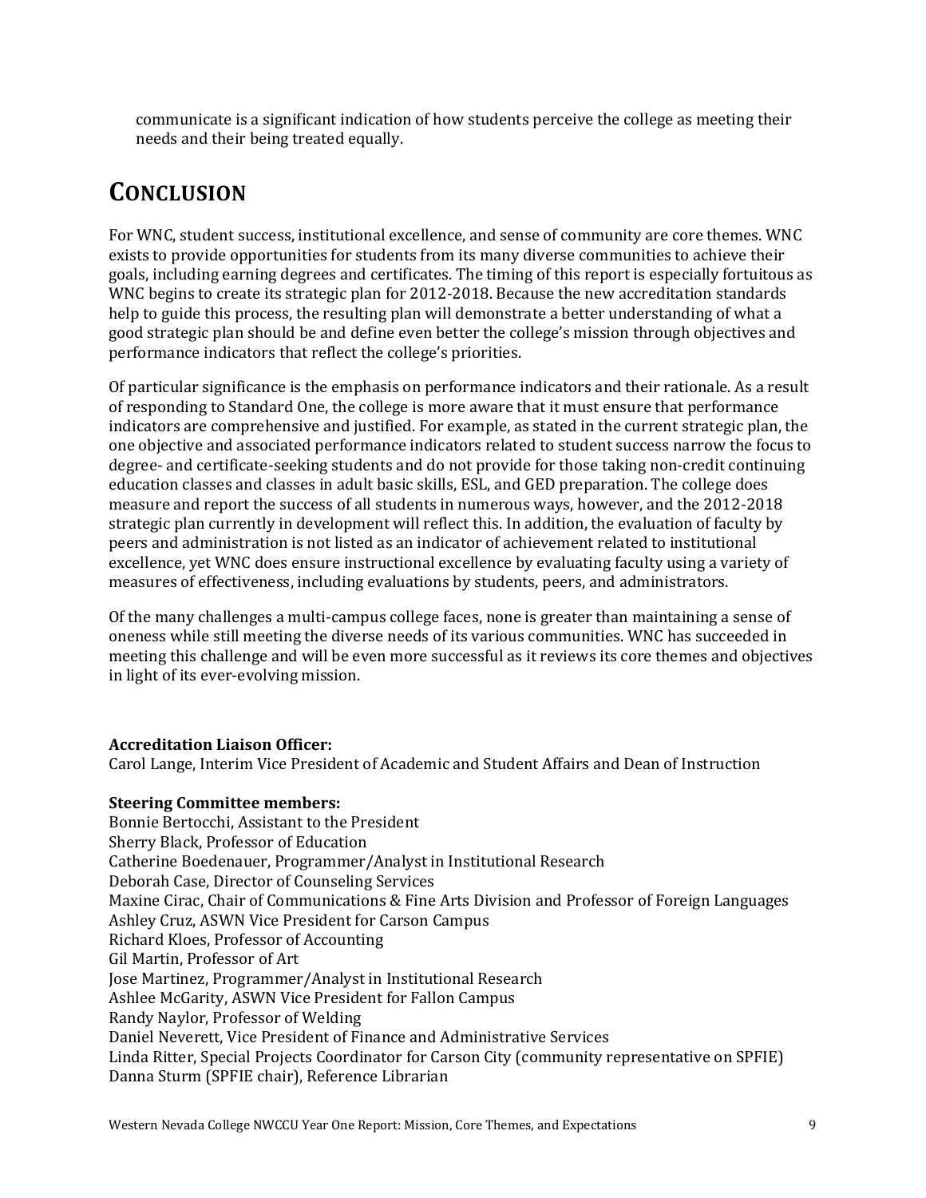communicate is a significant indication of how students perceive the college as meeting their needs and their being treated equally.

## Conclusion

For WNC, student success, institutional excellence, and sense of community are core themes. WNC exists to provide opportunities for students from its many diverse communities to achieve their goals, including earning degrees and certificates. The timing of this report is especially fortuitous as WNC begins to create its strategic plan for 2012-2018. Because the new accreditation standards help to guide this process, the resulting plan will demonstrate a better understanding of what a good strategic plan should be and define even better the college's mission through objectives and performance indicators that reflect the college's priorities.

Of particular significance is the emphasis on performance indicators and their rationale. As a result of responding to Standard One, the college is more aware that it must ensure that performance indicators are comprehensive and justified. For example, as stated in the current strategic plan, the one objective and associated performance indicators related to student success narrow the focus to degree- and certificate-seeking students and do not provide for those taking non-credit continuing education classes and classes in adult basic skills, ESL, and GED preparation. The college does measure and report the success of all students in numerous ways, however, and the 2012-2018 strategic plan currently in development will reflect this. In addition, the evaluation of faculty by peers and administration is not listed as an indicator of achievement related to institutional excellence, yet WNC does ensure instructional excellence by evaluating faculty using a variety of measures of effectiveness, including evaluations by students, peers, and administrators.

Of the many challenges a multi-campus college faces, none is greater than maintaining a sense of oneness while still meeting the diverse needs of its various communities. WNC has succeeded in meeting this challenge and will be even more successful as it reviews its core themes and objectives in light of its ever-evolving mission.

**Accreditation Liaison Officer:**
Carol Lange, Interim Vice President of Academic and Student Affairs and Dean of Instruction

**Steering Committee members:**
Bonnie Bertocchi, Assistant to the President
Sherry Black, Professor of Education
Catherine Boedenauer, Programmer/Analyst in Institutional Research
Deborah Case, Director of Counseling Services
Maxine Cirac, Chair of Communications & Fine Arts Division and Professor of Foreign Languages
Ashley Cruz, ASWN Vice President for Carson Campus
Richard Kloes, Professor of Accounting
Gil Martin, Professor of Art
Jose Martinez, Programmer/Analyst in Institutional Research
Ashlee McGarity, ASWN Vice President for Fallon Campus
Randy Naylor, Professor of Welding
Daniel Neverett, Vice President of Finance and Administrative Services
Linda Ritter, Special Projects Coordinator for Carson City (community representative on SPFIE)
Danna Sturm (SPFIE chair), Reference Librarian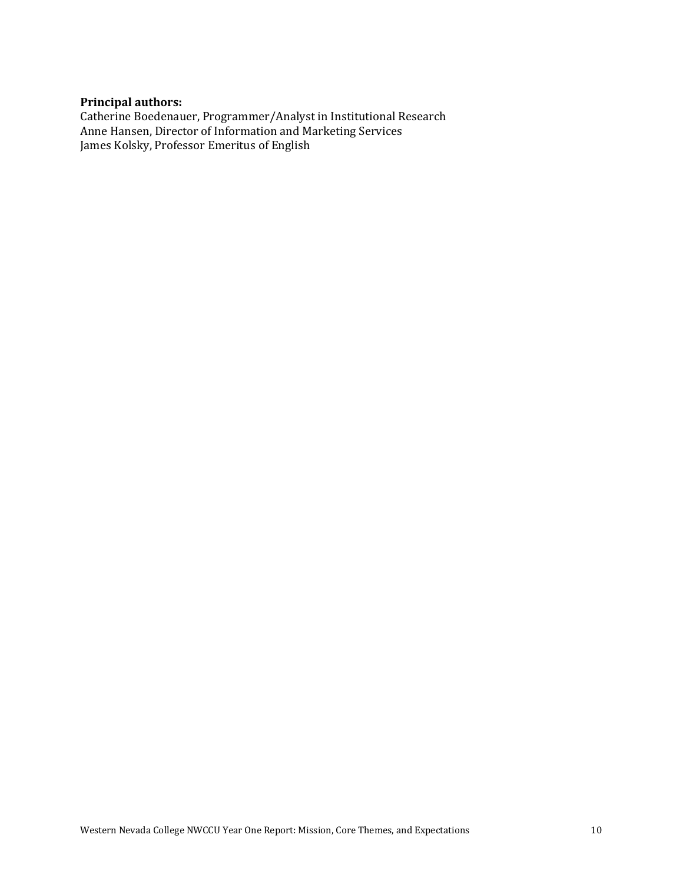**Principal authors:**
Catherine Boedenauer, Programmer/Analyst in Institutional Research
Anne Hansen, Director of Information and Marketing Services
James Kolsky, Professor Emeritus of English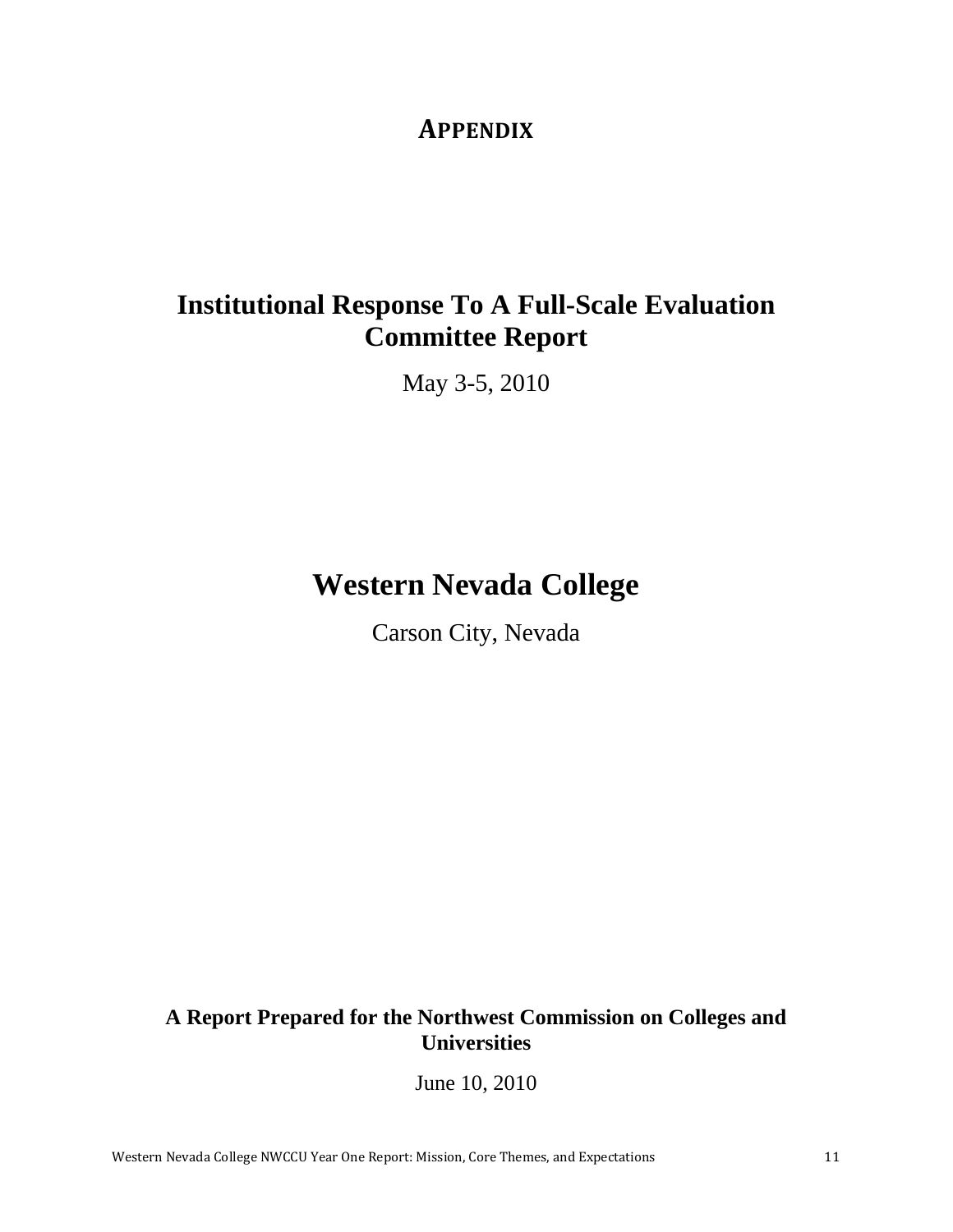# APPENDIX

# Institutional Response To A Full-Scale Evaluation Committee Report

May 3-5, 2010

# Western Nevada College

Carson City, Nevada

**A Report Prepared for the Northwest Commission on Colleges and Universities**

June 10, 2010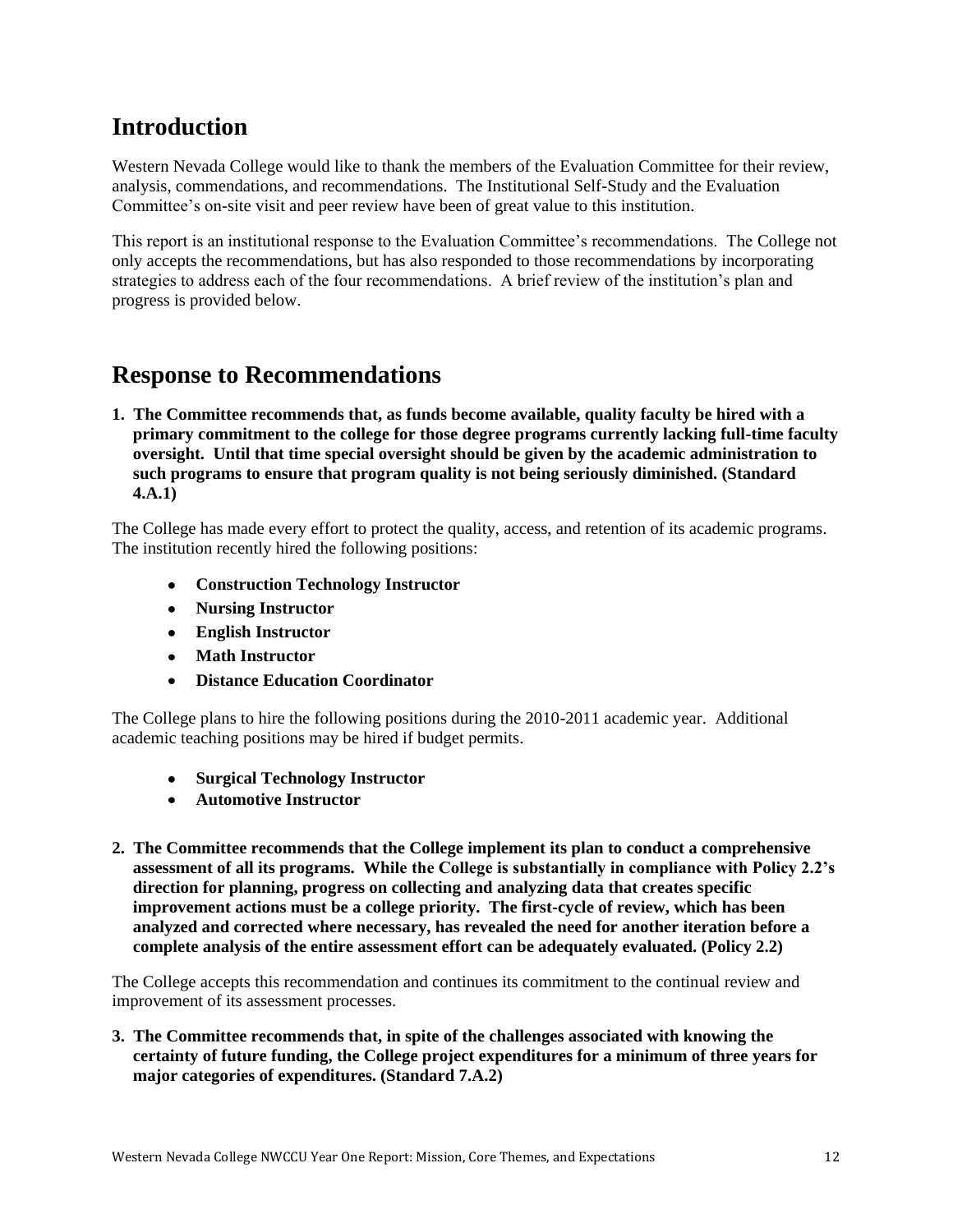# Introduction

Western Nevada College would like to thank the members of the Evaluation Committee for their review, analysis, commendations, and recommendations. The Institutional Self-Study and the Evaluation Committee's on-site visit and peer review have been of great value to this institution.

This report is an institutional response to the Evaluation Committee's recommendations. The College not only accepts the recommendations, but has also responded to those recommendations by incorporating strategies to address each of the four recommendations. A brief review of the institution's plan and progress is provided below.

# Response to Recommendations

**1. The Committee recommends that, as funds become available, quality faculty be hired with a primary commitment to the college for those degree programs currently lacking full-time faculty oversight. Until that time special oversight should be given by the academic administration to such programs to ensure that program quality is not being seriously diminished. (Standard 4.A.1)**

The College has made every effort to protect the quality, access, and retention of its academic programs. The institution recently hired the following positions:

- **Construction Technology Instructor**
- **Nursing Instructor**
- **English Instructor**
- **Math Instructor**
- **Distance Education Coordinator**

The College plans to hire the following positions during the 2010-2011 academic year. Additional academic teaching positions may be hired if budget permits.

- **Surgical Technology Instructor**
- **Automotive Instructor**

**2. The Committee recommends that the College implement its plan to conduct a comprehensive assessment of all its programs. While the College is substantially in compliance with Policy 2.2's direction for planning, progress on collecting and analyzing data that creates specific improvement actions must be a college priority. The first-cycle of review, which has been analyzed and corrected where necessary, has revealed the need for another iteration before a complete analysis of the entire assessment effort can be adequately evaluated. (Policy 2.2)**

The College accepts this recommendation and continues its commitment to the continual review and improvement of its assessment processes.

**3. The Committee recommends that, in spite of the challenges associated with knowing the certainty of future funding, the College project expenditures for a minimum of three years for major categories of expenditures. (Standard 7.A.2)**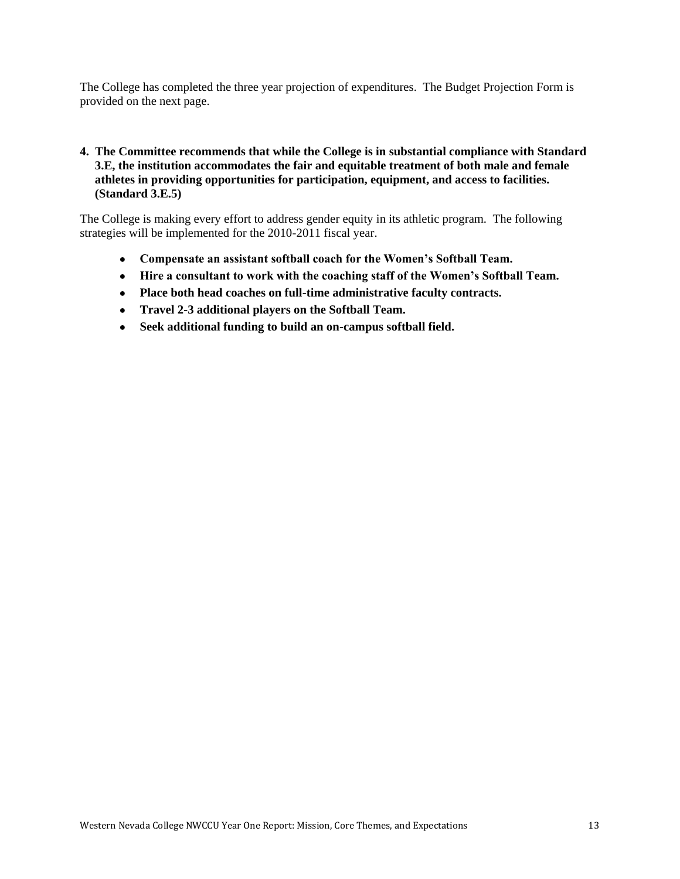The College has completed the three year projection of expenditures. The Budget Projection Form is provided on the next page.

**4. The Committee recommends that while the College is in substantial compliance with Standard 3.E, the institution accommodates the fair and equitable treatment of both male and female athletes in providing opportunities for participation, equipment, and access to facilities. (Standard 3.E.5)**

The College is making every effort to address gender equity in its athletic program. The following strategies will be implemented for the 2010-2011 fiscal year.

- **Compensate an assistant softball coach for the Women's Softball Team.**
- **Hire a consultant to work with the coaching staff of the Women's Softball Team.**
- **Place both head coaches on full-time administrative faculty contracts.**
- **Travel 2-3 additional players on the Softball Team.**
- **Seek additional funding to build an on-campus softball field.**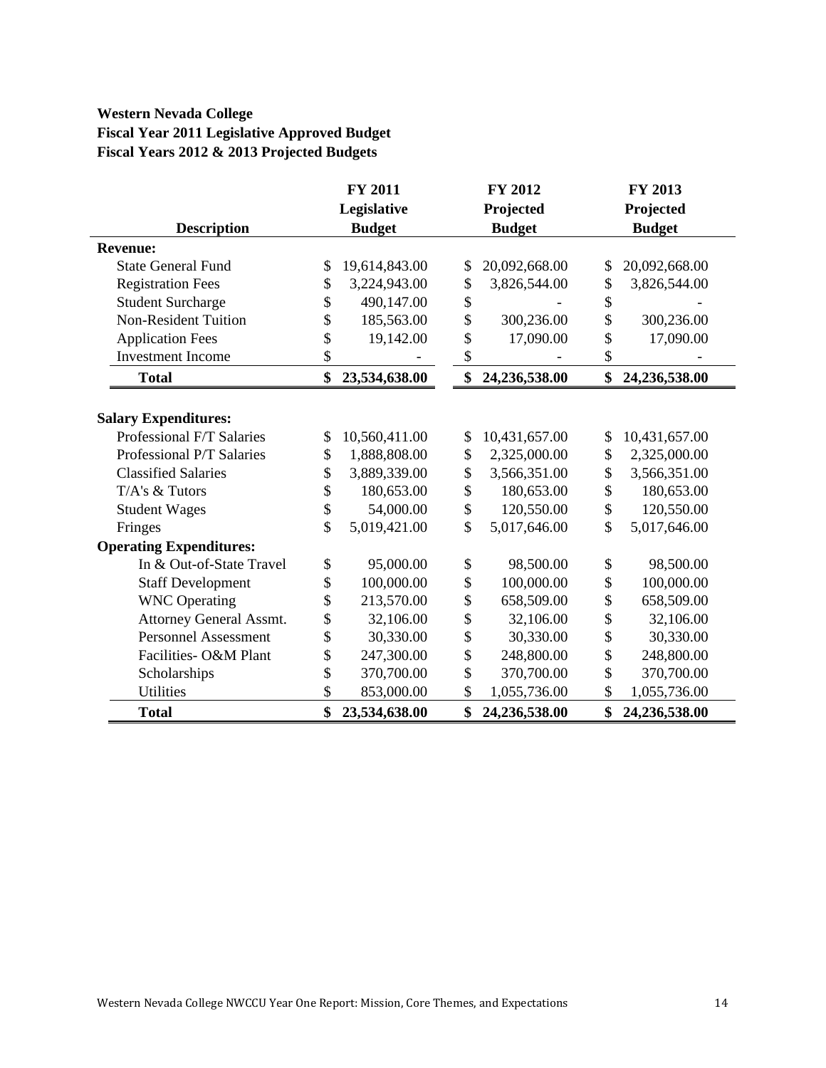**Western Nevada College**
**Fiscal Year 2011 Legislative Approved Budget**
**Fiscal Years 2012 & 2013 Projected Budgets**

| Description | FY 2011 Legislative Budget | FY 2012 Projected Budget | FY 2013 Projected Budget |
|---|---|---|---|
| **Revenue:** | | | |
| State General Fund | $ 19,614,843.00 | $ 20,092,668.00 | $ 20,092,668.00 |
| Registration Fees | $ 3,224,943.00 | $ 3,826,544.00 | $ 3,826,544.00 |
| Student Surcharge | $ 490,147.00 | $ - | $ - |
| Non-Resident Tuition | $ 185,563.00 | $ 300,236.00 | $ 300,236.00 |
| Application Fees | $ 19,142.00 | $ 17,090.00 | $ 17,090.00 |
| Investment Income | $ - | $ - | $ - |
| **Total** | **$ 23,534,638.00** | **$ 24,236,538.00** | **$ 24,236,538.00** |
| | | | |
| **Salary Expenditures:** | | | |
| Professional F/T Salaries | $ 10,560,411.00 | $ 10,431,657.00 | $ 10,431,657.00 |
| Professional P/T Salaries | $ 1,888,808.00 | $ 2,325,000.00 | $ 2,325,000.00 |
| Classified Salaries | $ 3,889,339.00 | $ 3,566,351.00 | $ 3,566,351.00 |
| T/A's & Tutors | $ 180,653.00 | $ 180,653.00 | $ 180,653.00 |
| Student Wages | $ 54,000.00 | $ 120,550.00 | $ 120,550.00 |
| Fringes | $ 5,019,421.00 | $ 5,017,646.00 | $ 5,017,646.00 |
| **Operating Expenditures:** | | | |
| In & Out-of-State Travel | $ 95,000.00 | $ 98,500.00 | $ 98,500.00 |
| Staff Development | $ 100,000.00 | $ 100,000.00 | $ 100,000.00 |
| WNC Operating | $ 213,570.00 | $ 658,509.00 | $ 658,509.00 |
| Attorney General Assmt. | $ 32,106.00 | $ 32,106.00 | $ 32,106.00 |
| Personnel Assessment | $ 30,330.00 | $ 30,330.00 | $ 30,330.00 |
| Facilities- O&M Plant | $ 247,300.00 | $ 248,800.00 | $ 248,800.00 |
| Scholarships | $ 370,700.00 | $ 370,700.00 | $ 370,700.00 |
| Utilities | $ 853,000.00 | $ 1,055,736.00 | $ 1,055,736.00 |
| **Total** | **$ 23,534,638.00** | **$ 24,236,538.00** | **$ 24,236,538.00** |